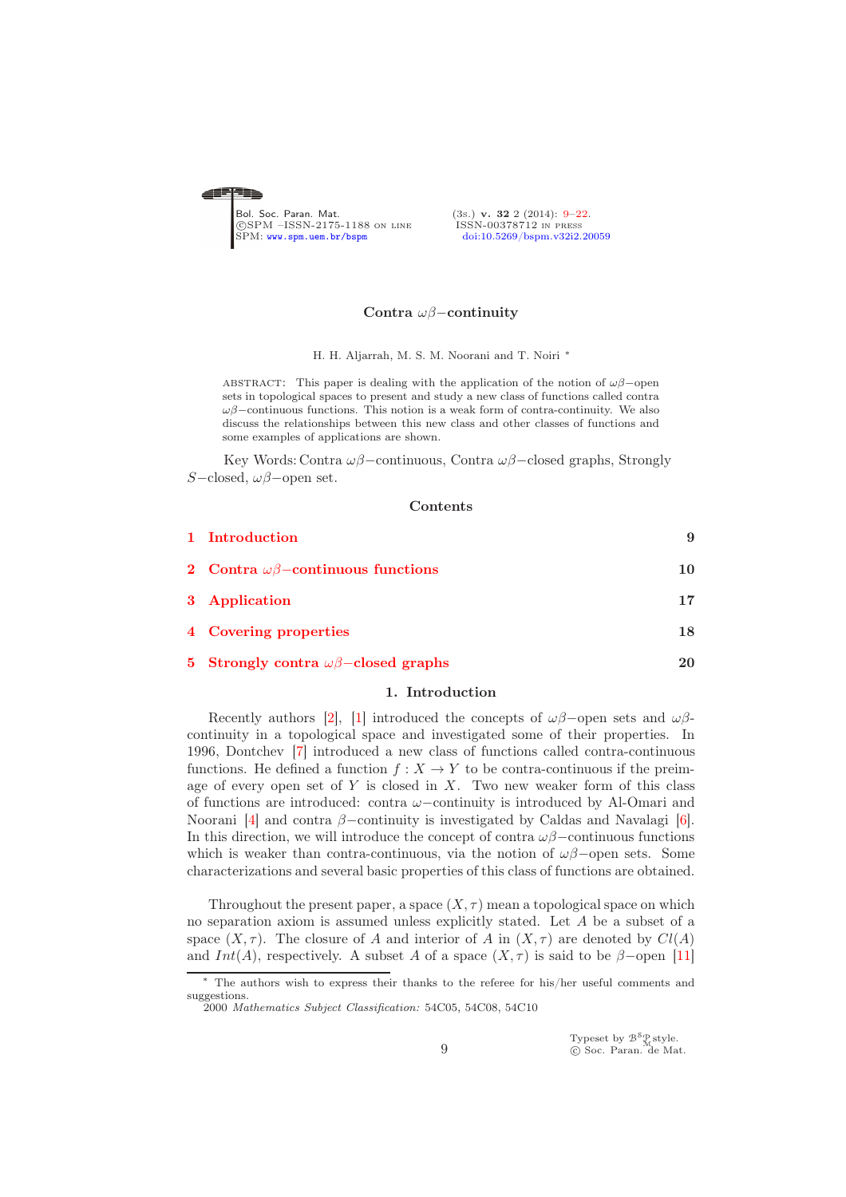# Contra $\omega\beta-$continuity

H. H. Aljarrah, M. S. M. Noorani and T. Noiri *

ABSTRACT: This paper is dealing with the application of the notion of $\omega\beta-$open sets in topological spaces to present and study a new class of functions called contra $\omega\beta-$continuous functions. This notion is a weak form of contra-continuity. We also discuss the relationships between this new class and other classes of functions and some examples of applications are shown.

Key Words: Contra $\omega\beta-$continuous, Contra $\omega\beta-$closed graphs, Strongly $S-$closed, $\omega\beta-$open set.

## Contents

1 Introduction 9

2 Contra $\omega\beta-$continuous functions 10

3 Application 17

4 Covering properties 18

5 Strongly contra $\omega\beta-$closed graphs 20

## 1. Introduction

Recently authors [2], [1] introduced the concepts of $\omega\beta-$open sets and $\omega\beta$-continuity in a topological space and investigated some of their properties. In 1996, Dontchev [7] introduced a new class of functions called contra-continuous functions. He defined a function $f : X \to Y$ to be contra-continuous if the preimage of every open set of $Y$ is closed in $X$. Two new weaker form of this class of functions are introduced: contra $\omega-$continuity is introduced by Al-Omari and Noorani [4] and contra $\beta-$continuity is investigated by Caldas and Navalagi [6]. In this direction, we will introduce the concept of contra $\omega\beta-$continuous functions which is weaker than contra-continuous, via the notion of $\omega\beta-$open sets. Some characterizations and several basic properties of this class of functions are obtained.

Throughout the present paper, a space $(X, \tau)$ mean a topological space on which no separation axiom is assumed unless explicitly stated. Let $A$ be a subset of a space $(X, \tau)$. The closure of $A$ and interior of $A$ in $(X, \tau)$ are denoted by $Cl(A)$ and $Int(A)$, respectively. A subset $A$ of a space $(X, \tau)$ is said to be $\beta-$open [11]

---

* The authors wish to express their thanks to the referee for his/her useful comments and suggestions.

2000 *Mathematics Subject Classification:* 54C05, 54C08, 54C10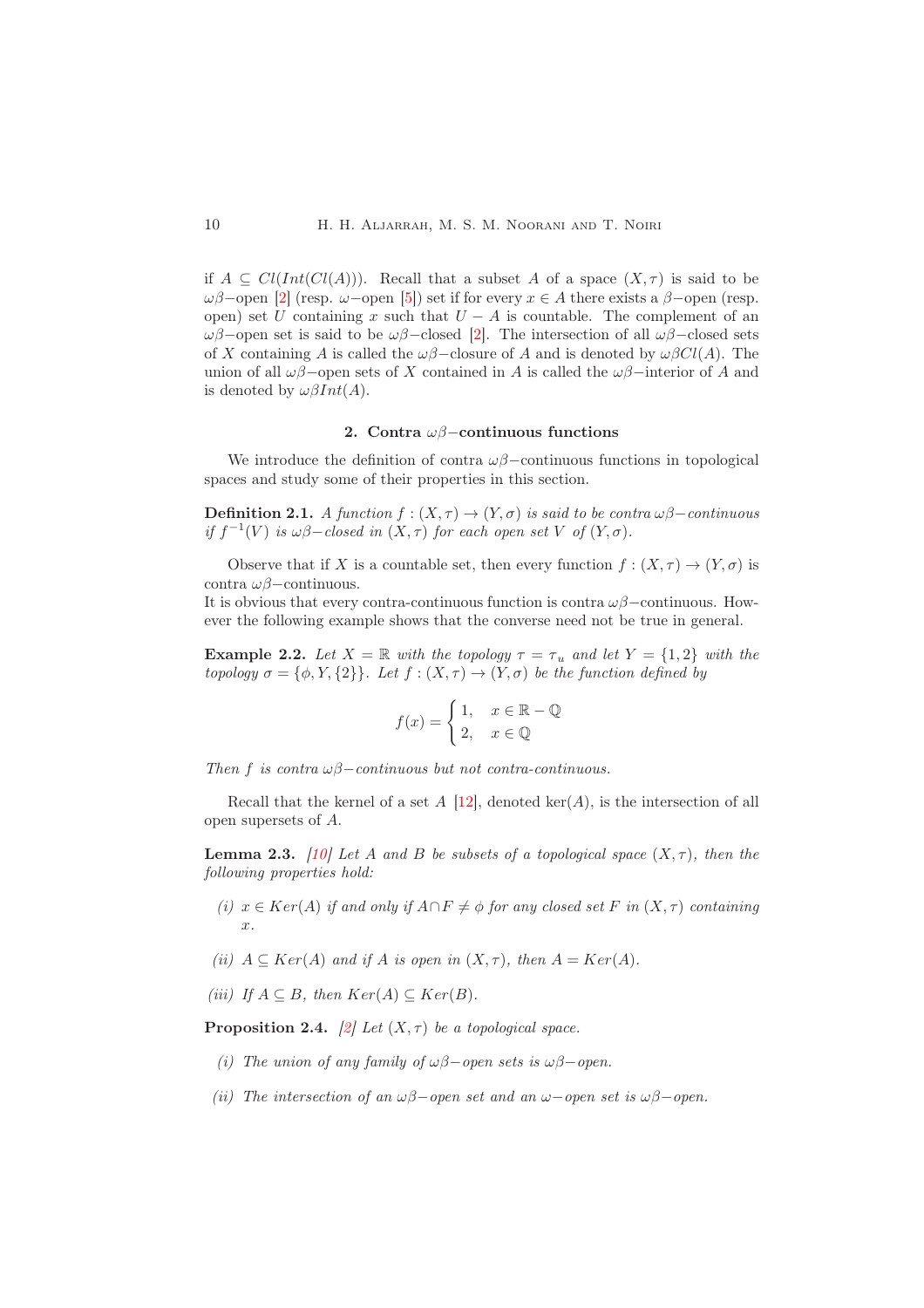if $A \subseteq Cl(Int(Cl(A)))$. Recall that a subset $A$ of a space $(X, \tau)$ is said to be $\omega\beta-$open [2] (resp. $\omega-$open [5]) set if for every $x \in A$ there exists a $\beta-$open (resp. open) set $U$ containing $x$ such that $U - A$ is countable. The complement of an $\omega\beta-$open set is said to be $\omega\beta-$closed [2]. The intersection of all $\omega\beta-$closed sets of $X$ containing $A$ is called the $\omega\beta-$closure of $A$ and is denoted by $\omega\beta Cl(A)$. The union of all $\omega\beta-$open sets of $X$ contained in $A$ is called the $\omega\beta-$interior of $A$ and is denoted by $\omega\beta Int(A)$.

## 2. Contra $\omega\beta-$continuous functions

We introduce the definition of contra $\omega\beta-$continuous functions in topological spaces and study some of their properties in this section.

**Definition 2.1.** *A function $f : (X, \tau) \to (Y, \sigma)$ is said to be contra $\omega\beta-$continuous if $f^{-1}(V)$ is $\omega\beta-$closed in $(X, \tau)$ for each open set $V$ of $(Y, \sigma)$.*

Observe that if $X$ is a countable set, then every function $f : (X, \tau) \to (Y, \sigma)$ is contra $\omega\beta-$continuous.
It is obvious that every contra-continuous function is contra $\omega\beta-$continuous. However the following example shows that the converse need not be true in general.

**Example 2.2.** *Let $X = \mathbb{R}$ with the topology $\tau = \tau_u$ and let $Y = \{1, 2\}$ with the topology $\sigma = \{\phi, Y, \{2\}\}$. Let $f : (X, \tau) \to (Y, \sigma)$ be the function defined by*

$$f(x) = \begin{cases} 1, & x \in \mathbb{R} - \mathbb{Q} \\ 2, & x \in \mathbb{Q} \end{cases}$$

*Then $f$ is contra $\omega\beta-$continuous but not contra-continuous.*

Recall that the kernel of a set $A$ [12], denoted $\ker(A)$, is the intersection of all open supersets of $A$.

**Lemma 2.3.** *[10] Let $A$ and $B$ be subsets of a topological space $(X, \tau)$, then the following properties hold:*

*(i) $x \in Ker(A)$ if and only if $A \cap F \neq \phi$ for any closed set $F$ in $(X, \tau)$ containing $x$.*

*(ii) $A \subseteq Ker(A)$ and if $A$ is open in $(X, \tau)$, then $A = Ker(A)$.*

*(iii) If $A \subseteq B$, then $Ker(A) \subseteq Ker(B)$.*

**Proposition 2.4.** *[2] Let $(X, \tau)$ be a topological space.*

*(i) The union of any family of $\omega\beta-$open sets is $\omega\beta-$open.*

*(ii) The intersection of an $\omega\beta-$open set and an $\omega-$open set is $\omega\beta-$open.*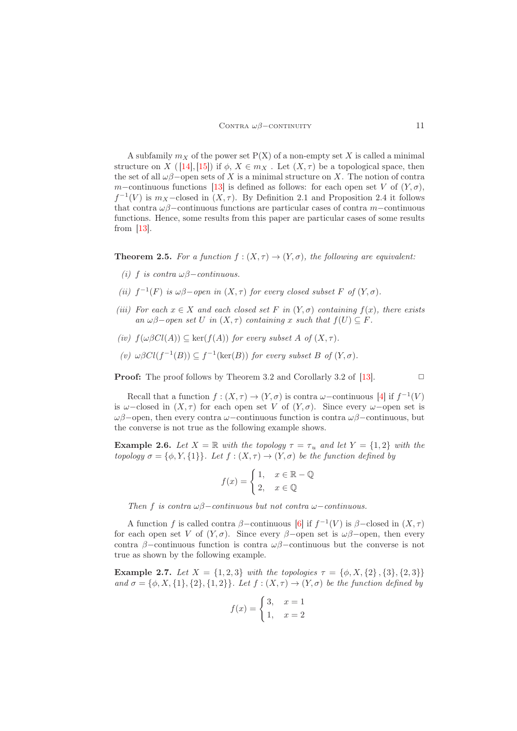A subfamily $m_X$ of the power set P(X) of a non-empty set $X$ is called a minimal structure on $X$ ( [14], [15]) if $\phi$, $X \in m_X$ . Let $(X, \tau)$ be a topological space, then the set of all $\omega\beta-$open sets of $X$ is a minimal structure on $X$. The notion of contra $m-$continuous functions [13] is defined as follows: for each open set $V$ of $(Y, \sigma)$, $f^{-1}(V)$ is $m_X-$closed in $(X, \tau)$. By Definition 2.1 and Proposition 2.4 it follows that contra $\omega\beta-$continuous functions are particular cases of contra $m-$continuous functions. Hence, some results from this paper are particular cases of some results from [13].

**Theorem 2.5.** *For a function $f : (X, \tau) \to (Y, \sigma)$, the following are equivalent:*

- *(i) $f$ is contra $\omega\beta-$continuous.*
- *(ii) $f^{-1}(F)$ is $\omega\beta-$open in $(X, \tau)$ for every closed subset $F$ of $(Y, \sigma)$.*
- *(iii) For each $x \in X$ and each closed set $F$ in $(Y, \sigma)$ containing $f(x)$, there exists an $\omega\beta-$open set $U$ in $(X, \tau)$ containing $x$ such that $f(U) \subseteq F$.*
- *(iv) $f(\omega\beta Cl(A)) \subseteq \ker(f(A))$ for every subset $A$ of $(X, \tau)$.*
- *(v) $\omega\beta Cl(f^{-1}(B)) \subseteq f^{-1}(\ker(B))$ for every subset $B$ of $(Y, \sigma)$.*

**Proof:** The proof follows by Theorem 3.2 and Corollary 3.2 of [13]. □

Recall that a function $f : (X, \tau) \to (Y, \sigma)$ is contra $\omega-$continuous [4] if $f^{-1}(V)$ is $\omega-$closed in $(X, \tau)$ for each open set $V$ of $(Y, \sigma)$. Since every $\omega-$open set is $\omega\beta-$open, then every contra $\omega-$continuous function is contra $\omega\beta-$continuous, but the converse is not true as the following example shows.

**Example 2.6.** *Let $X = \mathbb{R}$ with the topology $\tau = \tau_u$ and let $Y = \{1, 2\}$ with the topology $\sigma = \{\phi, Y, \{1\}\}$. Let $f : (X, \tau) \to (Y, \sigma)$ be the function defined by*

$$f(x) = \begin{cases} 1, & x \in \mathbb{R} - \mathbb{Q} \\ 2, & x \in \mathbb{Q} \end{cases}$$

*Then $f$ is contra $\omega\beta-$continuous but not contra $\omega-$continuous.*

A function $f$ is called contra $\beta-$continuous [6] if $f^{-1}(V)$ is $\beta-$closed in $(X, \tau)$ for each open set $V$ of $(Y, \sigma)$. Since every $\beta-$open set is $\omega\beta-$open, then every contra $\beta-$continuous function is contra $\omega\beta-$continuous but the converse is not true as shown by the following example.

**Example 2.7.** *Let $X = \{1, 2, 3\}$ with the topologies $\tau = \{\phi, X, \{2\}, \{3\}, \{2, 3\}\}$ and $\sigma = \{\phi, X, \{1\}, \{2\}, \{1, 2\}\}$. Let $f : (X, \tau) \to (Y, \sigma)$ be the function defined by*

$$f(x) = \begin{cases} 3, & x = 1 \\ 1, & x = 2 \end{cases}$$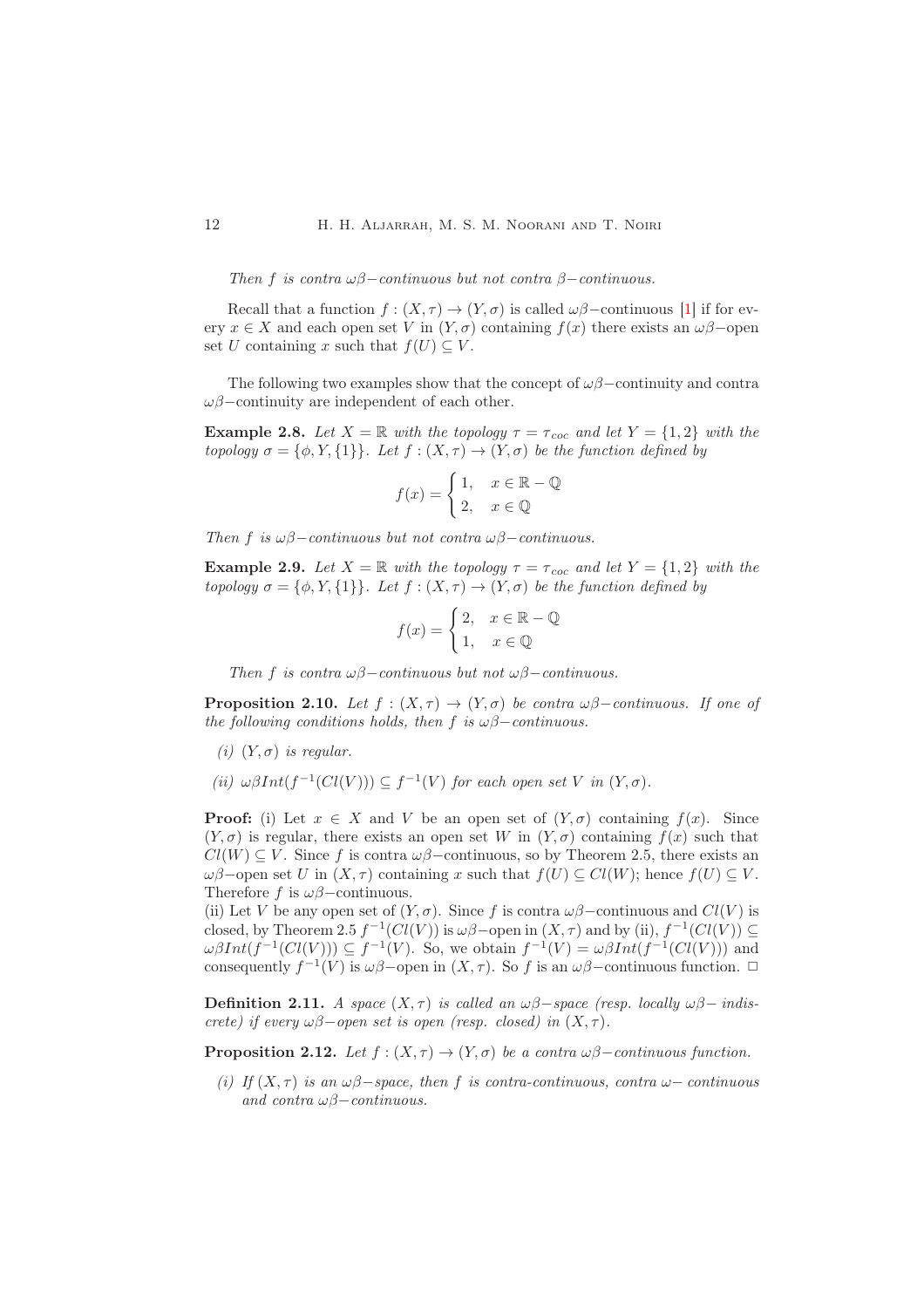*Then $f$ is contra $\omega\beta-$continuous but not contra $\beta-$continuous.*

Recall that a function $f : (X, \tau) \to (Y, \sigma)$ is called $\omega\beta-$continuous [1] if for every $x \in X$ and each open set $V$ in $(Y, \sigma)$ containing $f(x)$ there exists an $\omega\beta-$open set $U$ containing $x$ such that $f(U) \subseteq V$.

The following two examples show that the concept of $\omega\beta-$continuity and contra $\omega\beta-$continuity are independent of each other.

**Example 2.8.** *Let $X = \mathbb{R}$ with the topology $\tau = \tau_{coc}$ and let $Y = \{1, 2\}$ with the topology $\sigma = \{\phi, Y, \{1\}\}$. Let $f : (X, \tau) \to (Y, \sigma)$ be the function defined by*

$$f(x) = \begin{cases} 1, & x \in \mathbb{R} - \mathbb{Q} \\ 2, & x \in \mathbb{Q} \end{cases}$$

*Then $f$ is $\omega\beta-$continuous but not contra $\omega\beta-$continuous.*

**Example 2.9.** *Let $X = \mathbb{R}$ with the topology $\tau = \tau_{coc}$ and let $Y = \{1, 2\}$ with the topology $\sigma = \{\phi, Y, \{1\}\}$. Let $f : (X, \tau) \to (Y, \sigma)$ be the function defined by*

$$f(x) = \begin{cases} 2, & x \in \mathbb{R} - \mathbb{Q} \\ 1, & x \in \mathbb{Q} \end{cases}$$

*Then $f$ is contra $\omega\beta-$continuous but not $\omega\beta-$continuous.*

**Proposition 2.10.** *Let $f : (X, \tau) \to (Y, \sigma)$ be contra $\omega\beta-$continuous. If one of the following conditions holds, then $f$ is $\omega\beta-$continuous.*

*(i) $(Y, \sigma)$ is regular.*

*(ii) $\omega\beta Int(f^{-1}(Cl(V))) \subseteq f^{-1}(V)$ for each open set $V$ in $(Y, \sigma)$.*

**Proof:** (i) Let $x \in X$ and $V$ be an open set of $(Y, \sigma)$ containing $f(x)$. Since $(Y, \sigma)$ is regular, there exists an open set $W$ in $(Y, \sigma)$ containing $f(x)$ such that $Cl(W) \subseteq V$. Since $f$ is contra $\omega\beta-$continuous, so by Theorem 2.5, there exists an $\omega\beta-$open set $U$ in $(X, \tau)$ containing $x$ such that $f(U) \subseteq Cl(W)$; hence $f(U) \subseteq V$. Therefore $f$ is $\omega\beta-$continuous.
(ii) Let $V$ be any open set of $(Y, \sigma)$. Since $f$ is contra $\omega\beta-$continuous and $Cl(V)$ is closed, by Theorem 2.5 $f^{-1}(Cl(V))$ is $\omega\beta-$open in $(X, \tau)$ and by (ii), $f^{-1}(Cl(V)) \subseteq \omega\beta Int(f^{-1}(Cl(V))) \subseteq f^{-1}(V)$. So, we obtain $f^{-1}(V) = \omega\beta Int(f^{-1}(Cl(V)))$ and consequently $f^{-1}(V)$ is $\omega\beta-$open in $(X, \tau)$. So $f$ is an $\omega\beta-$continuous function. □

**Definition 2.11.** *A space $(X, \tau)$ is called an $\omega\beta-$space (resp. locally $\omega\beta-$ indiscrete) if every $\omega\beta-$open set is open (resp. closed) in $(X, \tau)$.*

**Proposition 2.12.** *Let $f : (X, \tau) \to (Y, \sigma)$ be a contra $\omega\beta-$continuous function.*

*(i) If $(X, \tau)$ is an $\omega\beta-$space, then $f$ is contra-continuous, contra $\omega-$ continuous and contra $\omega\beta-$continuous.*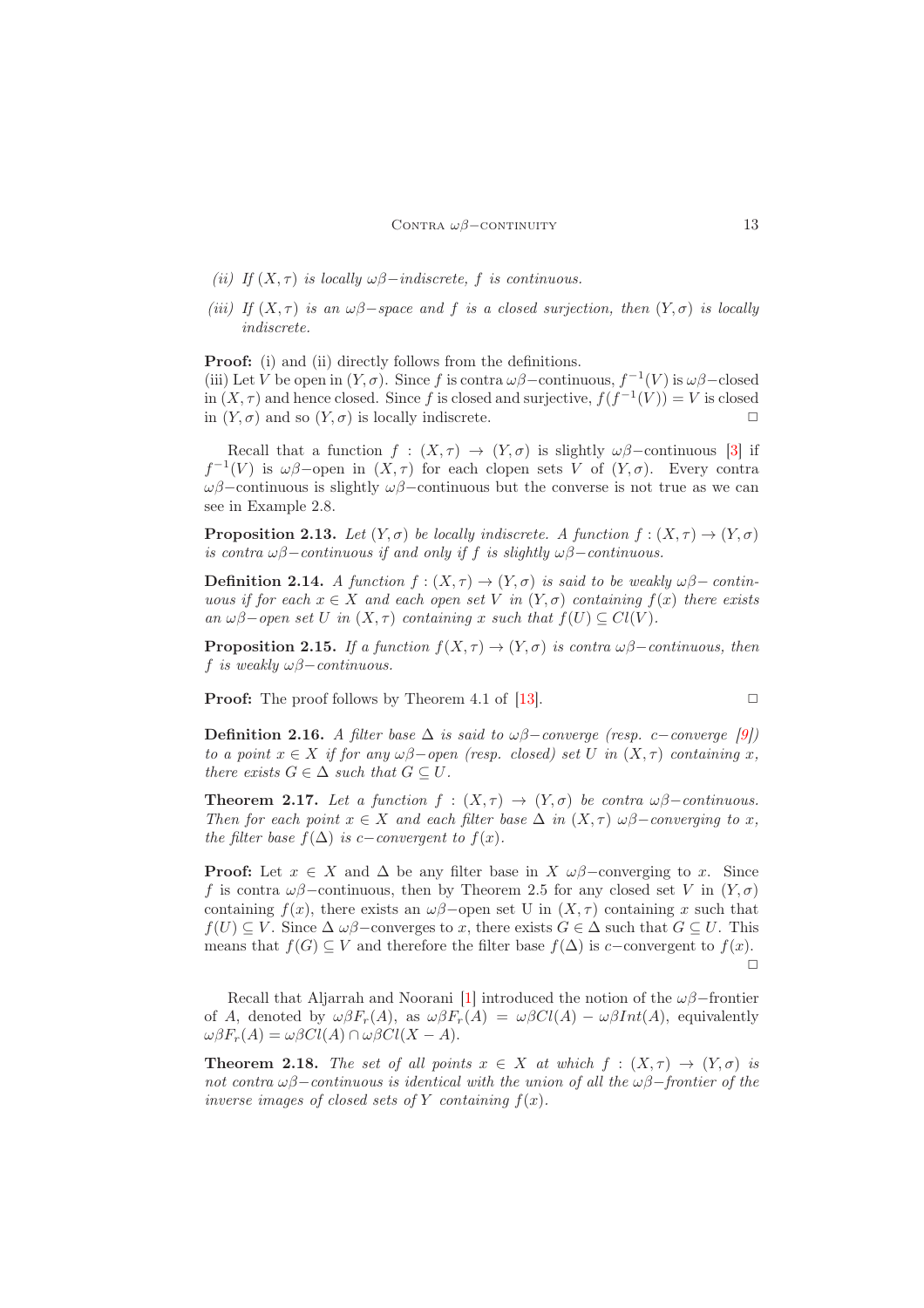*(ii) If $(X, \tau)$ is locally $\omega\beta-$indiscrete, $f$ is continuous.*

*(iii) If $(X, \tau)$ is an $\omega\beta-$space and $f$ is a closed surjection, then $(Y, \sigma)$ is locally indiscrete.*

**Proof:** (i) and (ii) directly follows from the definitions.
(iii) Let $V$ be open in $(Y, \sigma)$. Since $f$ is contra $\omega\beta-$continuous, $f^{-1}(V)$ is $\omega\beta-$closed in $(X, \tau)$ and hence closed. Since $f$ is closed and surjective, $f(f^{-1}(V)) = V$ is closed in $(Y, \sigma)$ and so $(Y, \sigma)$ is locally indiscrete. □

Recall that a function $f : (X, \tau) \to (Y, \sigma)$ is slightly $\omega\beta-$continuous [3] if $f^{-1}(V)$ is $\omega\beta-$open in $(X, \tau)$ for each clopen sets $V$ of $(Y, \sigma)$. Every contra $\omega\beta-$continuous is slightly $\omega\beta-$continuous but the converse is not true as we can see in Example 2.8.

**Proposition 2.13.** *Let $(Y, \sigma)$ be locally indiscrete. A function $f : (X, \tau) \to (Y, \sigma)$ is contra $\omega\beta-$continuous if and only if $f$ is slightly $\omega\beta-$continuous.*

**Definition 2.14.** *A function $f : (X, \tau) \to (Y, \sigma)$ is said to be weakly $\omega\beta-$ continuous if for each $x \in X$ and each open set $V$ in $(Y, \sigma)$ containing $f(x)$ there exists an $\omega\beta-$open set $U$ in $(X, \tau)$ containing $x$ such that $f(U) \subseteq Cl(V)$.*

**Proposition 2.15.** *If a function $f(X, \tau) \to (Y, \sigma)$ is contra $\omega\beta-$continuous, then $f$ is weakly $\omega\beta-$continuous.*

**Proof:** The proof follows by Theorem 4.1 of [13]. □

**Definition 2.16.** *A filter base $\Delta$ is said to $\omega\beta-$converge (resp. $c-$converge [9]) to a point $x \in X$ if for any $\omega\beta-$open (resp. closed) set $U$ in $(X, \tau)$ containing $x$, there exists $G \in \Delta$ such that $G \subseteq U$.*

**Theorem 2.17.** *Let a function $f : (X, \tau) \to (Y, \sigma)$ be contra $\omega\beta-$continuous. Then for each point $x \in X$ and each filter base $\Delta$ in $(X, \tau)$ $\omega\beta-$converging to $x$, the filter base $f(\Delta)$ is $c-$convergent to $f(x)$.*

**Proof:** Let $x \in X$ and $\Delta$ be any filter base in $X$ $\omega\beta-$converging to $x$. Since $f$ is contra $\omega\beta-$continuous, then by Theorem 2.5 for any closed set $V$ in $(Y, \sigma)$ containing $f(x)$, there exists an $\omega\beta-$open set U in $(X, \tau)$ containing $x$ such that $f(U) \subseteq V$. Since $\Delta$ $\omega\beta-$converges to $x$, there exists $G \in \Delta$ such that $G \subseteq U$. This means that $f(G) \subseteq V$ and therefore the filter base $f(\Delta)$ is $c-$convergent to $f(x)$. □

Recall that Aljarrah and Noorani [1] introduced the notion of the $\omega\beta-$frontier of $A$, denoted by $\omega\beta F_r(A)$, as $\omega\beta F_r(A) = \omega\beta Cl(A) - \omega\beta Int(A)$, equivalently $\omega\beta F_r(A) = \omega\beta Cl(A) \cap \omega\beta Cl(X - A)$.

**Theorem 2.18.** *The set of all points $x \in X$ at which $f : (X, \tau) \to (Y, \sigma)$ is not contra $\omega\beta-$continuous is identical with the union of all the $\omega\beta-$frontier of the inverse images of closed sets of $Y$ containing $f(x)$.*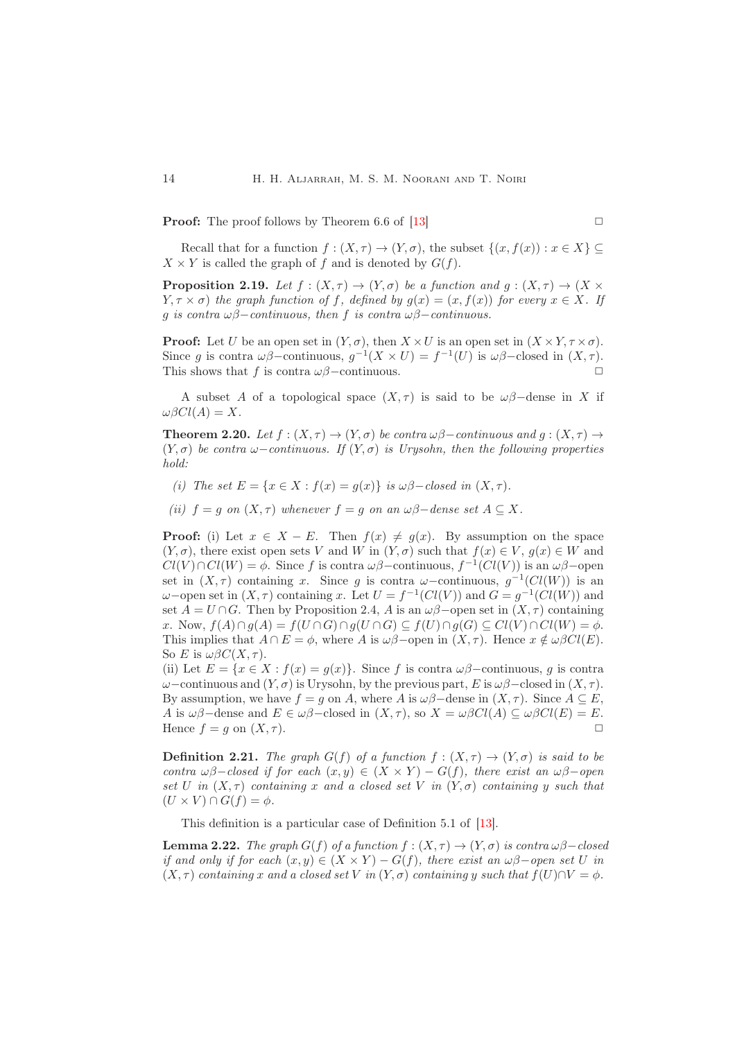**Proof:** The proof follows by Theorem 6.6 of [13] □

Recall that for a function $f : (X, \tau) \to (Y, \sigma)$, the subset $\{(x, f(x)) : x \in X\} \subseteq X \times Y$ is called the graph of $f$ and is denoted by $G(f)$.

**Proposition 2.19.** *Let $f : (X, \tau) \to (Y, \sigma)$ be a function and $g : (X, \tau) \to (X \times Y, \tau \times \sigma)$ the graph function of $f$, defined by $g(x) = (x, f(x))$ for every $x \in X$. If $g$ is contra $\omega\beta-$continuous, then $f$ is contra $\omega\beta-$continuous.*

**Proof:** Let $U$ be an open set in $(Y, \sigma)$, then $X \times U$ is an open set in $(X \times Y, \tau \times \sigma)$. Since $g$ is contra $\omega\beta-$continuous, $g^{-1}(X \times U) = f^{-1}(U)$ is $\omega\beta-$closed in $(X, \tau)$. This shows that $f$ is contra $\omega\beta-$continuous. □

A subset $A$ of a topological space $(X, \tau)$ is said to be $\omega\beta-$dense in $X$ if $\omega\beta Cl(A) = X$.

**Theorem 2.20.** *Let $f : (X, \tau) \to (Y, \sigma)$ be contra $\omega\beta-$continuous and $g : (X, \tau) \to (Y, \sigma)$ be contra $\omega-$continuous. If $(Y, \sigma)$ is Urysohn, then the following properties hold:*

- *(i) The set $E = \{x \in X : f(x) = g(x)\}$ is $\omega\beta-$closed in $(X, \tau)$.*
- *(ii) $f = g$ on $(X, \tau)$ whenever $f = g$ on an $\omega\beta-$dense set $A \subseteq X$.*

**Proof:** (i) Let $x \in X - E$. Then $f(x) \neq g(x)$. By assumption on the space $(Y, \sigma)$, there exist open sets $V$ and $W$ in $(Y, \sigma)$ such that $f(x) \in V$, $g(x) \in W$ and $Cl(V) \cap Cl(W) = \phi$. Since $f$ is contra $\omega\beta-$continuous, $f^{-1}(Cl(V))$ is an $\omega\beta-$open set in $(X, \tau)$ containing $x$. Since $g$ is contra $\omega-$continuous, $g^{-1}(Cl(W))$ is an $\omega-$open set in $(X, \tau)$ containing $x$. Let $U = f^{-1}(Cl(V))$ and $G = g^{-1}(Cl(W))$ and set $A = U \cap G$. Then by Proposition 2.4, $A$ is an $\omega\beta-$open set in $(X, \tau)$ containing $x$. Now, $f(A) \cap g(A) = f(U \cap G) \cap g(U \cap G) \subseteq f(U) \cap g(G) \subseteq Cl(V) \cap Cl(W) = \phi$. This implies that $A \cap E = \phi$, where $A$ is $\omega\beta-$open in $(X, \tau)$. Hence $x \notin \omega\beta Cl(E)$. So $E$ is $\omega\beta C(X, \tau)$.

(ii) Let $E = \{x \in X : f(x) = g(x)\}$. Since $f$ is contra $\omega\beta-$continuous, $g$ is contra $\omega-$continuous and $(Y, \sigma)$ is Urysohn, by the previous part, $E$ is $\omega\beta-$closed in $(X, \tau)$. By assumption, we have $f = g$ on $A$, where $A$ is $\omega\beta-$dense in $(X, \tau)$. Since $A \subseteq E$, $A$ is $\omega\beta-$dense and $E \in \omega\beta-$closed in $(X, \tau)$, so $X = \omega\beta Cl(A) \subseteq \omega\beta Cl(E) = E$. Hence $f = g$ on $(X, \tau)$. □

**Definition 2.21.** *The graph $G(f)$ of a function $f : (X, \tau) \to (Y, \sigma)$ is said to be contra $\omega\beta-$closed if for each $(x, y) \in (X \times Y) - G(f)$, there exist an $\omega\beta-$open set $U$ in $(X, \tau)$ containing $x$ and a closed set $V$ in $(Y, \sigma)$ containing $y$ such that $(U \times V) \cap G(f) = \phi$.*

This definition is a particular case of Definition 5.1 of [13].

**Lemma 2.22.** *The graph $G(f)$ of a function $f : (X, \tau) \to (Y, \sigma)$ is contra $\omega\beta-$closed if and only if for each $(x, y) \in (X \times Y) - G(f)$, there exist an $\omega\beta-$open set $U$ in $(X, \tau)$ containing $x$ and a closed set $V$ in $(Y, \sigma)$ containing $y$ such that $f(U) \cap V = \phi$.*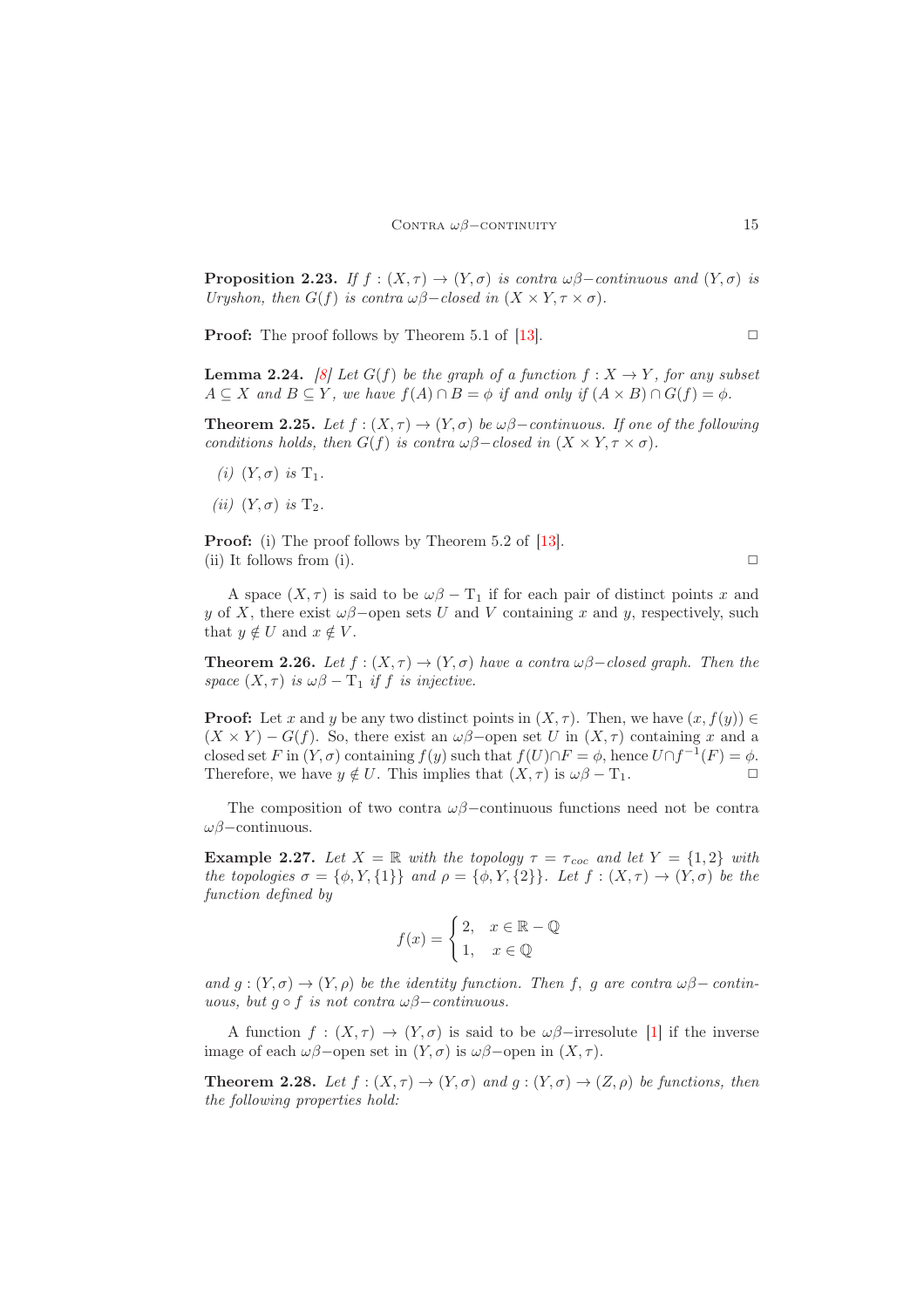**Proposition 2.23.** *If $f : (X, \tau) \to (Y, \sigma)$ is contra $\omega\beta-$continuous and $(Y, \sigma)$ is Uryshon, then $G(f)$ is contra $\omega\beta-$closed in $(X \times Y, \tau \times \sigma)$.*

**Proof:** The proof follows by Theorem 5.1 of [13]. $\square$

**Lemma 2.24.** *[8] Let $G(f)$ be the graph of a function $f : X \to Y$, for any subset $A \subseteq X$ and $B \subseteq Y$, we have $f(A) \cap B = \phi$ if and only if $(A \times B) \cap G(f) = \phi$.*

**Theorem 2.25.** *Let $f : (X, \tau) \to (Y, \sigma)$ be $\omega\beta-$continuous. If one of the following conditions holds, then $G(f)$ is contra $\omega\beta-$closed in $(X \times Y, \tau \times \sigma)$.*

*(i)* $(Y, \sigma)$ *is* $T_1$.

*(ii)* $(Y, \sigma)$ *is* $T_2$.

**Proof:** (i) The proof follows by Theorem 5.2 of [13].
(ii) It follows from (i). $\square$

A space $(X, \tau)$ is said to be $\omega\beta - T_1$ if for each pair of distinct points $x$ and $y$ of $X$, there exist $\omega\beta-$open sets $U$ and $V$ containing $x$ and $y$, respectively, such that $y \notin U$ and $x \notin V$.

**Theorem 2.26.** *Let $f : (X, \tau) \to (Y, \sigma)$ have a contra $\omega\beta-$closed graph. Then the space $(X, \tau)$ is $\omega\beta - T_1$ if $f$ is injective.*

**Proof:** Let $x$ and $y$ be any two distinct points in $(X, \tau)$. Then, we have $(x, f(y)) \in (X \times Y) - G(f)$. So, there exist an $\omega\beta-$open set $U$ in $(X, \tau)$ containing $x$ and a closed set $F$ in $(Y, \sigma)$ containing $f(y)$ such that $f(U) \cap F = \phi$, hence $U \cap f^{-1}(F) = \phi$. Therefore, we have $y \notin U$. This implies that $(X, \tau)$ is $\omega\beta - T_1$. $\square$

The composition of two contra $\omega\beta-$continuous functions need not be contra $\omega\beta-$continuous.

**Example 2.27.** *Let $X = \mathbb{R}$ with the topology $\tau = \tau_{coc}$ and let $Y = \{1, 2\}$ with the topologies $\sigma = \{\phi, Y, \{1\}\}$ and $\rho = \{\phi, Y, \{2\}\}$. Let $f : (X, \tau) \to (Y, \sigma)$ be the function defined by*

$$f(x) = \begin{cases} 2, & x \in \mathbb{R} - \mathbb{Q} \\ 1, & x \in \mathbb{Q} \end{cases}$$

*and $g : (Y, \sigma) \to (Y, \rho)$ be the identity function. Then $f$, $g$ are contra $\omega\beta-$ continuous, but $g \circ f$ is not contra $\omega\beta-$continuous.*

A function $f : (X, \tau) \to (Y, \sigma)$ is said to be $\omega\beta-$irresolute [1] if the inverse image of each $\omega\beta-$open set in $(Y, \sigma)$ is $\omega\beta-$open in $(X, \tau)$.

**Theorem 2.28.** *Let $f : (X, \tau) \to (Y, \sigma)$ and $g : (Y, \sigma) \to (Z, \rho)$ be functions, then the following properties hold:*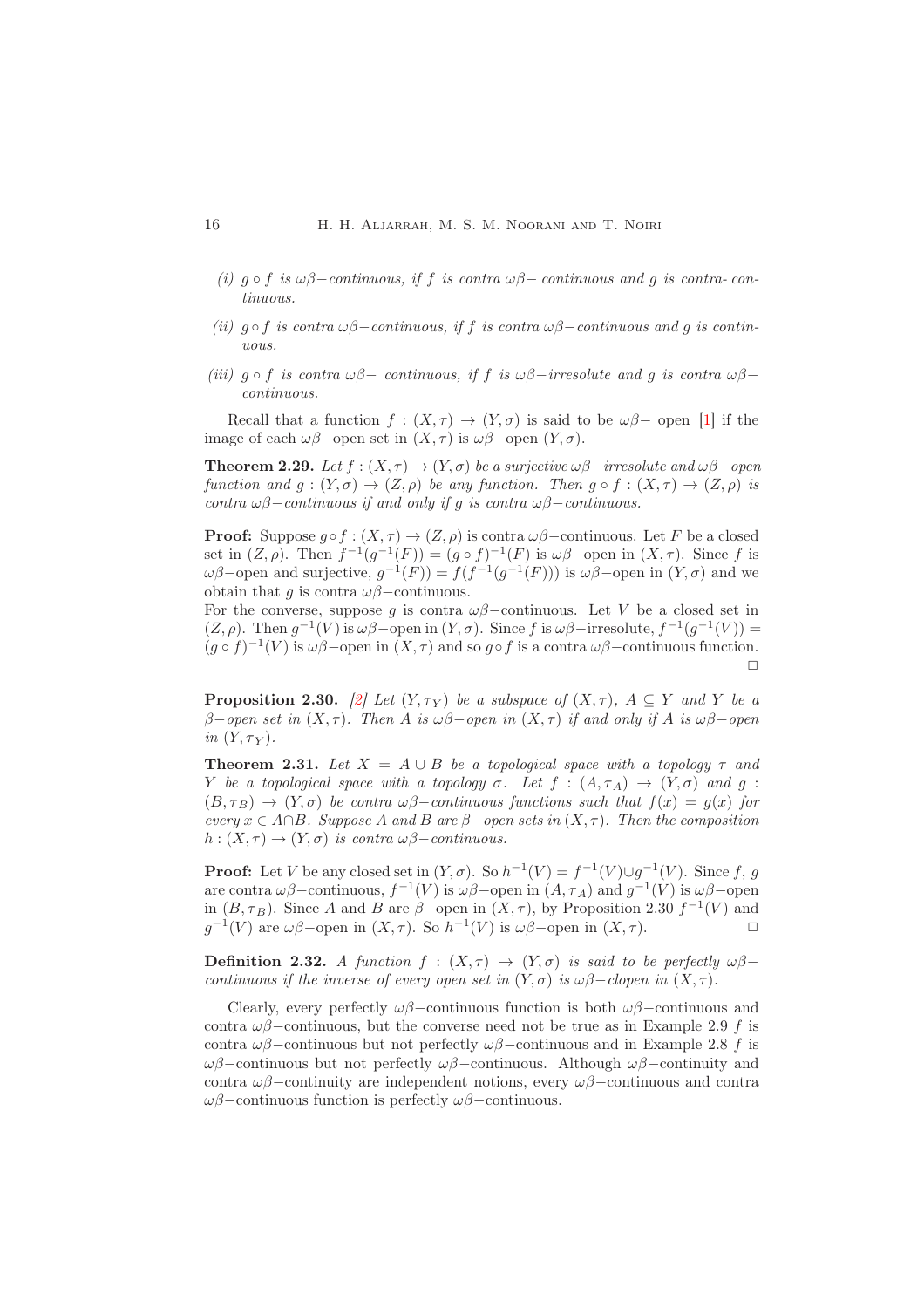(i) $g \circ f$ *is* $\omega\beta-$*continuous, if* $f$ *is contra* $\omega\beta-$ *continuous and* $g$ *is contra- continuous.*

(ii) $g \circ f$ *is contra* $\omega\beta-$*continuous, if* $f$ *is contra* $\omega\beta-$*continuous and* $g$ *is continuous.*

(iii) $g \circ f$ *is contra* $\omega\beta-$ *continuous, if* $f$ *is* $\omega\beta-$*irresolute and* $g$ *is contra* $\omega\beta-$*continuous.*

Recall that a function $f : (X, \tau) \to (Y, \sigma)$ is said to be $\omega\beta-$ open [1] if the image of each $\omega\beta-$open set in $(X, \tau)$ is $\omega\beta-$open $(Y, \sigma)$.

**Theorem 2.29.** *Let* $f : (X, \tau) \to (Y, \sigma)$ *be a surjective* $\omega\beta-$*irresolute and* $\omega\beta-$*open function and* $g : (Y, \sigma) \to (Z, \rho)$ *be any function. Then* $g \circ f : (X, \tau) \to (Z, \rho)$ *is contra* $\omega\beta-$*continuous if and only if* $g$ *is contra* $\omega\beta-$*continuous.*

**Proof:** Suppose $g \circ f : (X, \tau) \to (Z, \rho)$ is contra $\omega\beta-$continuous. Let $F$ be a closed set in $(Z, \rho)$. Then $f^{-1}(g^{-1}(F)) = (g \circ f)^{-1}(F)$ is $\omega\beta-$open in $(X, \tau)$. Since $f$ is $\omega\beta-$open and surjective, $g^{-1}(F)) = f(f^{-1}(g^{-1}(F)))$ is $\omega\beta-$open in $(Y, \sigma)$ and we obtain that $g$ is contra $\omega\beta-$continuous.
For the converse, suppose $g$ is contra $\omega\beta-$continuous. Let $V$ be a closed set in $(Z, \rho)$. Then $g^{-1}(V)$ is $\omega\beta-$open in $(Y, \sigma)$. Since $f$ is $\omega\beta-$irresolute, $f^{-1}(g^{-1}(V)) = (g \circ f)^{-1}(V)$ is $\omega\beta-$open in $(X, \tau)$ and so $g \circ f$ is a contra $\omega\beta-$continuous function. □

**Proposition 2.30.** *[2] Let* $(Y, \tau_Y)$ *be a subspace of* $(X, \tau)$*,* $A \subseteq Y$ *and* $Y$ *be a* $\beta-$*open set in* $(X, \tau)$*. Then* $A$ *is* $\omega\beta-$*open in* $(X, \tau)$ *if and only if* $A$ *is* $\omega\beta-$*open in* $(Y, \tau_Y)$*.*

**Theorem 2.31.** *Let* $X = A \cup B$ *be a topological space with a topology* $\tau$ *and* $Y$ *be a topological space with a topology* $\sigma$*. Let* $f : (A, \tau_A) \to (Y, \sigma)$ *and* $g : (B, \tau_B) \to (Y, \sigma)$ *be contra* $\omega\beta-$*continuous functions such that* $f(x) = g(x)$ *for every* $x \in A \cap B$*. Suppose* $A$ *and* $B$ *are* $\beta-$*open sets in* $(X, \tau)$*. Then the composition* $h : (X, \tau) \to (Y, \sigma)$ *is contra* $\omega\beta-$*continuous.*

**Proof:** Let $V$ be any closed set in $(Y, \sigma)$. So $h^{-1}(V) = f^{-1}(V) \cup g^{-1}(V)$. Since $f$, $g$ are contra $\omega\beta-$continuous, $f^{-1}(V)$ is $\omega\beta-$open in $(A, \tau_A)$ and $g^{-1}(V)$ is $\omega\beta-$open in $(B, \tau_B)$. Since $A$ and $B$ are $\beta-$open in $(X, \tau)$, by Proposition 2.30 $f^{-1}(V)$ and $g^{-1}(V)$ are $\omega\beta-$open in $(X, \tau)$. So $h^{-1}(V)$ is $\omega\beta-$open in $(X, \tau)$. □

**Definition 2.32.** *A function* $f : (X, \tau) \to (Y, \sigma)$ *is said to be perfectly* $\omega\beta-$*continuous if the inverse of every open set in* $(Y, \sigma)$ *is* $\omega\beta-$*clopen in* $(X, \tau)$*.*

Clearly, every perfectly $\omega\beta-$continuous function is both $\omega\beta-$continuous and contra $\omega\beta-$continuous, but the converse need not be true as in Example 2.9 $f$ is contra $\omega\beta-$continuous but not perfectly $\omega\beta-$continuous and in Example 2.8 $f$ is $\omega\beta-$continuous but not perfectly $\omega\beta-$continuous. Although $\omega\beta-$continuity and contra $\omega\beta-$continuity are independent notions, every $\omega\beta-$continuous and contra $\omega\beta-$continuous function is perfectly $\omega\beta-$continuous.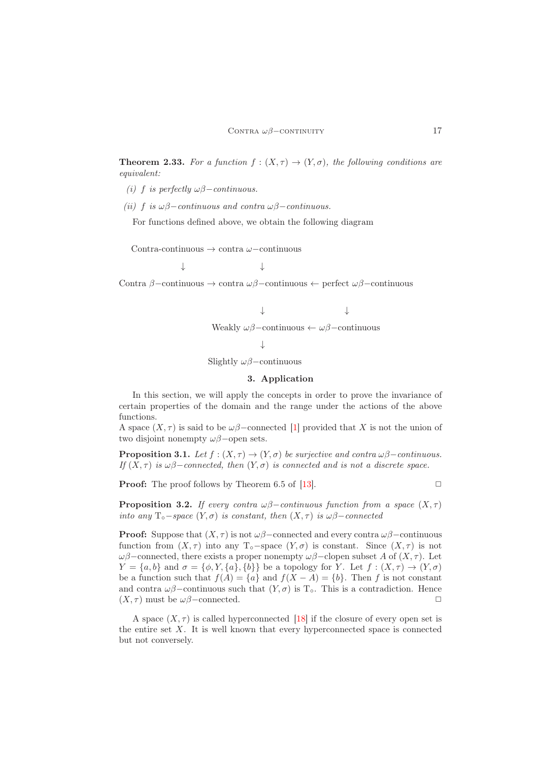**Theorem 2.33.** *For a function $f : (X, \tau) \to (Y, \sigma)$, the following conditions are equivalent:*

*(i) $f$ is perfectly $\omega\beta-$continuous.*

*(ii) $f$ is $\omega\beta-$continuous and contra $\omega\beta-$continuous.*

For functions defined above, we obtain the following diagram

```
Contra-continuous → contra ω−continuous
        ↓                   ↓
Contra β−continuous → contra ωβ−continuous ← perfect ωβ−continuous
                            ↓                      ↓
              Weakly ωβ−continuous ← ωβ−continuous
                            ↓
              Slightly ωβ−continuous
```

## 3. Application

In this section, we will apply the concepts in order to prove the invariance of certain properties of the domain and the range under the actions of the above functions.

A space $(X, \tau)$ is said to be $\omega\beta-$connected [1] provided that $X$ is not the union of two disjoint nonempty $\omega\beta-$open sets.

**Proposition 3.1.** *Let $f : (X, \tau) \to (Y, \sigma)$ be surjective and contra $\omega\beta-$continuous. If $(X, \tau)$ is $\omega\beta-$connected, then $(Y, \sigma)$ is connected and is not a discrete space.*

**Proof:** The proof follows by Theorem 6.5 of [13]. □

**Proposition 3.2.** *If every contra $\omega\beta-$continuous function from a space $(X, \tau)$ into any $T_\circ-$space $(Y, \sigma)$ is constant, then $(X, \tau)$ is $\omega\beta-$connected*

**Proof:** Suppose that $(X, \tau)$ is not $\omega\beta-$connected and every contra $\omega\beta-$continuous function from $(X, \tau)$ into any $T_\circ-$space $(Y, \sigma)$ is constant. Since $(X, \tau)$ is not $\omega\beta-$connected, there exists a proper nonempty $\omega\beta-$clopen subset $A$ of $(X, \tau)$. Let $Y = \{a, b\}$ and $\sigma = \{\phi, Y, \{a\}, \{b\}\}$ be a topology for $Y$. Let $f : (X, \tau) \to (Y, \sigma)$ be a function such that $f(A) = \{a\}$ and $f(X - A) = \{b\}$. Then $f$ is not constant and contra $\omega\beta-$continuous such that $(Y, \sigma)$ is $T_\circ$. This is a contradiction. Hence $(X, \tau)$ must be $\omega\beta-$connected. □

A space $(X, \tau)$ is called hyperconnected [18] if the closure of every open set is the entire set $X$. It is well known that every hyperconnected space is connected but not conversely.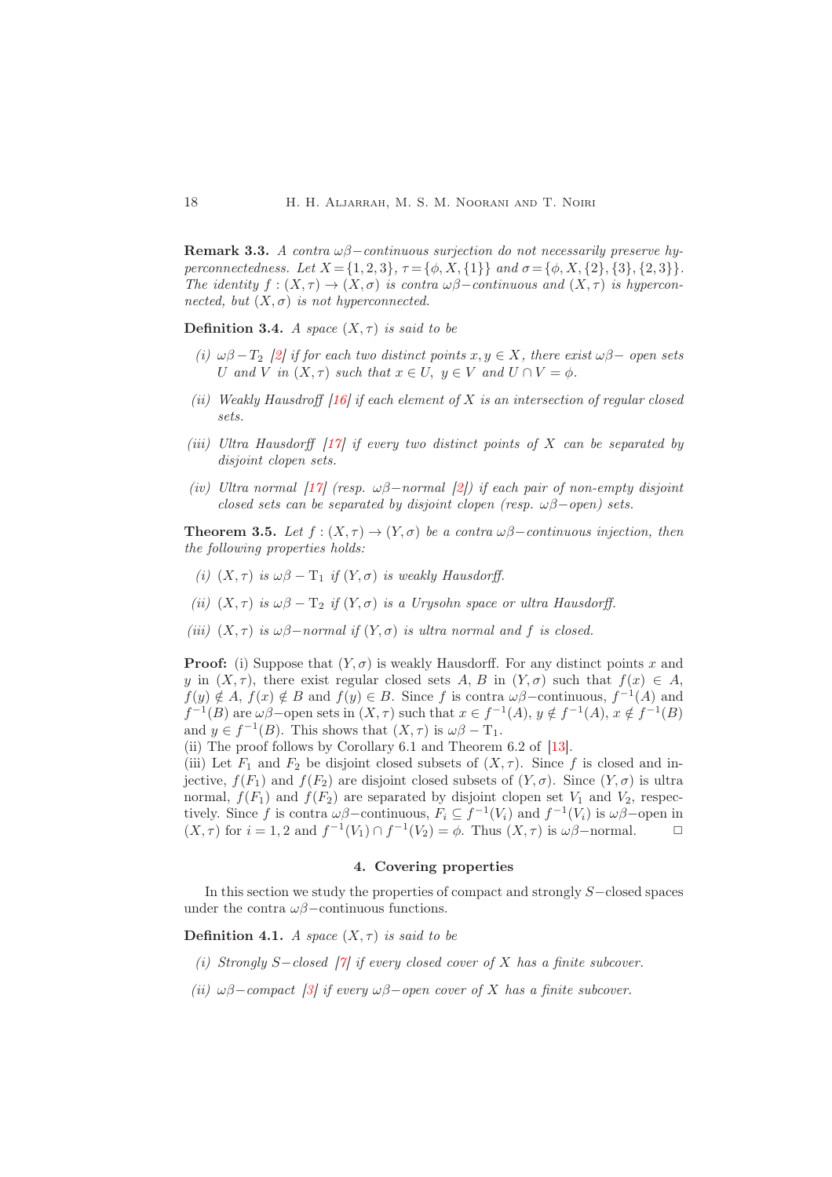**Remark 3.3.** *A contra $\omega\beta-$continuous surjection do not necessarily preserve hyperconnectedness. Let $X=\{1,2,3\}$, $\tau=\{\phi,X,\{1\}\}$ and $\sigma=\{\phi,X,\{2\},\{3\},\{2,3\}\}$. The identity $f:(X,\tau)\to(X,\sigma)$ is contra $\omega\beta-$continuous and $(X,\tau)$ is hyperconnected, but $(X,\sigma)$ is not hyperconnected.*

**Definition 3.4.** *A space $(X,\tau)$ is said to be*

*(i) $\omega\beta-T_2$ [2] if for each two distinct points $x,y\in X$, there exist $\omega\beta-$ open sets $U$ and $V$ in $(X,\tau)$ such that $x\in U$, $y\in V$ and $U\cap V=\phi$.*

*(ii) Weakly Hausdorff [16] if each element of $X$ is an intersection of regular closed sets.*

*(iii) Ultra Hausdorff [17] if every two distinct points of $X$ can be separated by disjoint clopen sets.*

*(iv) Ultra normal [17] (resp. $\omega\beta-$normal [2]) if each pair of non-empty disjoint closed sets can be separated by disjoint clopen (resp. $\omega\beta-$open) sets.*

**Theorem 3.5.** *Let $f:(X,\tau)\to(Y,\sigma)$ be a contra $\omega\beta-$continuous injection, then the following properties holds:*

*(i) $(X,\tau)$ is $\omega\beta-\mathrm{T}_1$ if $(Y,\sigma)$ is weakly Hausdorff.*

*(ii) $(X,\tau)$ is $\omega\beta-\mathrm{T}_2$ if $(Y,\sigma)$ is a Urysohn space or ultra Hausdorff.*

*(iii) $(X,\tau)$ is $\omega\beta-$normal if $(Y,\sigma)$ is ultra normal and $f$ is closed.*

**Proof:** (i) Suppose that $(Y,\sigma)$ is weakly Hausdorff. For any distinct points $x$ and $y$ in $(X,\tau)$, there exist regular closed sets $A$, $B$ in $(Y,\sigma)$ such that $f(x)\in A$, $f(y)\notin A$, $f(x)\notin B$ and $f(y)\in B$. Since $f$ is contra $\omega\beta-$continuous, $f^{-1}(A)$ and $f^{-1}(B)$ are $\omega\beta-$open sets in $(X,\tau)$ such that $x\in f^{-1}(A)$, $y\notin f^{-1}(A)$, $x\notin f^{-1}(B)$ and $y\in f^{-1}(B)$. This shows that $(X,\tau)$ is $\omega\beta-\mathrm{T}_1$.
(ii) The proof follows by Corollary 6.1 and Theorem 6.2 of [13].
(iii) Let $F_1$ and $F_2$ be disjoint closed subsets of $(X,\tau)$. Since $f$ is closed and injective, $f(F_1)$ and $f(F_2)$ are disjoint closed subsets of $(Y,\sigma)$. Since $(Y,\sigma)$ is ultra normal, $f(F_1)$ and $f(F_2)$ are separated by disjoint clopen set $V_1$ and $V_2$, respectively. Since $f$ is contra $\omega\beta-$continuous, $F_i\subseteq f^{-1}(V_i)$ and $f^{-1}(V_i)$ is $\omega\beta-$open in $(X,\tau)$ for $i=1,2$ and $f^{-1}(V_1)\cap f^{-1}(V_2)=\phi$. Thus $(X,\tau)$ is $\omega\beta-$normal. □

## 4. Covering properties

In this section we study the properties of compact and strongly $S-$closed spaces under the contra $\omega\beta-$continuous functions.

**Definition 4.1.** *A space $(X,\tau)$ is said to be*

*(i) Strongly $S-$closed [7] if every closed cover of $X$ has a finite subcover.*

*(ii) $\omega\beta-$compact [3] if every $\omega\beta-$open cover of $X$ has a finite subcover.*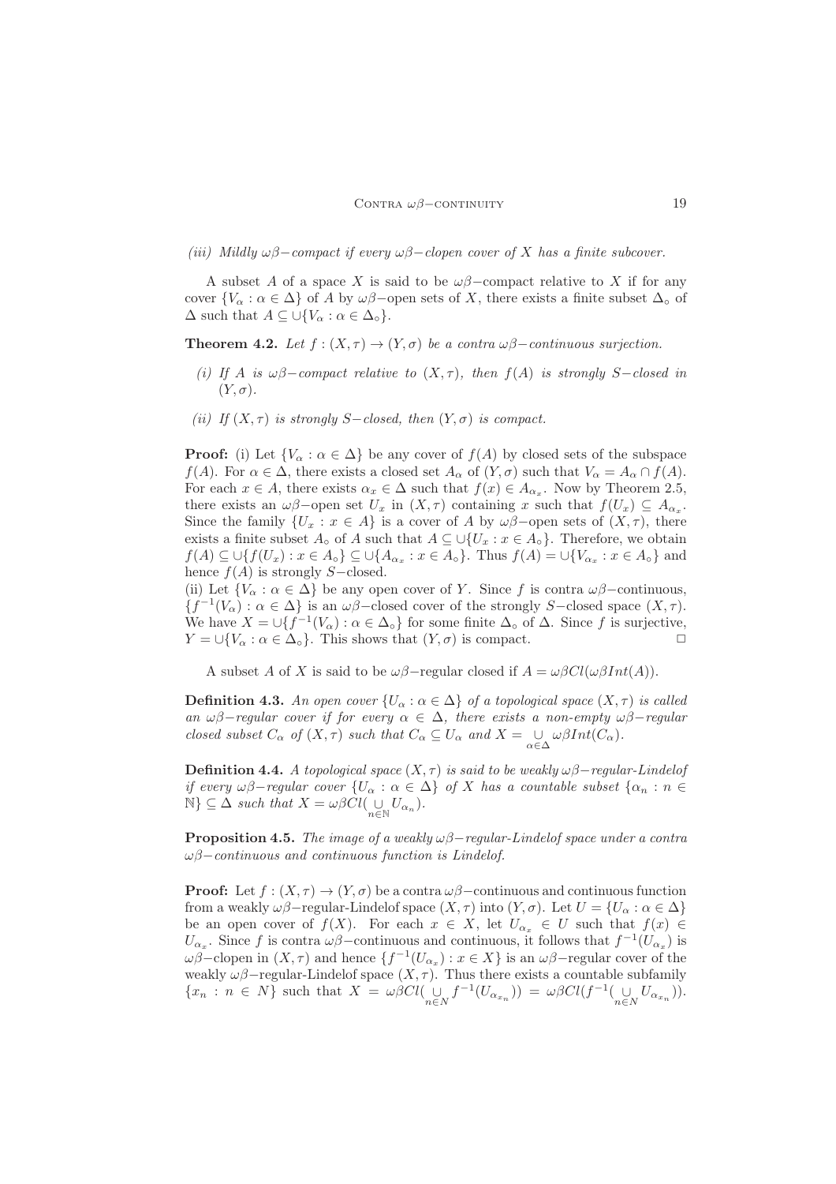*(iii) Mildly $\omega\beta-$compact if every $\omega\beta-$clopen cover of $X$ has a finite subcover.*

A subset $A$ of a space $X$ is said to be $\omega\beta-$compact relative to $X$ if for any cover $\{V_\alpha : \alpha \in \Delta\}$ of $A$ by $\omega\beta-$open sets of $X$, there exists a finite subset $\Delta_\circ$ of $\Delta$ such that $A \subseteq \cup\{V_\alpha : \alpha \in \Delta_\circ\}$.

**Theorem 4.2.** *Let $f : (X, \tau) \to (Y, \sigma)$ be a contra $\omega\beta-$continuous surjection.*

*(i) If $A$ is $\omega\beta-$compact relative to $(X, \tau)$, then $f(A)$ is strongly $S-$closed in $(Y, \sigma)$.*

*(ii) If $(X, \tau)$ is strongly $S-$closed, then $(Y, \sigma)$ is compact.*

**Proof:** (i) Let $\{V_\alpha : \alpha \in \Delta\}$ be any cover of $f(A)$ by closed sets of the subspace $f(A)$. For $\alpha \in \Delta$, there exists a closed set $A_\alpha$ of $(Y, \sigma)$ such that $V_\alpha = A_\alpha \cap f(A)$. For each $x \in A$, there exists $\alpha_x \in \Delta$ such that $f(x) \in A_{\alpha_x}$. Now by Theorem 2.5, there exists an $\omega\beta-$open set $U_x$ in $(X, \tau)$ containing $x$ such that $f(U_x) \subseteq A_{\alpha_x}$. Since the family $\{U_x : x \in A\}$ is a cover of $A$ by $\omega\beta-$open sets of $(X, \tau)$, there exists a finite subset $A_\circ$ of $A$ such that $A \subseteq \cup\{U_x : x \in A_\circ\}$. Therefore, we obtain $f(A) \subseteq \cup\{f(U_x) : x \in A_\circ\} \subseteq \cup\{A_{\alpha_x} : x \in A_\circ\}$. Thus $f(A) = \cup\{V_{\alpha_x} : x \in A_\circ\}$ and hence $f(A)$ is strongly $S-$closed.

(ii) Let $\{V_\alpha : \alpha \in \Delta\}$ be any open cover of $Y$. Since $f$ is contra $\omega\beta-$continuous, $\{f^{-1}(V_\alpha) : \alpha \in \Delta\}$ is an $\omega\beta-$closed cover of the strongly $S-$closed space $(X, \tau)$. We have $X = \cup\{f^{-1}(V_\alpha) : \alpha \in \Delta_\circ\}$ for some finite $\Delta_\circ$ of $\Delta$. Since $f$ is surjective, $Y = \cup\{V_\alpha : \alpha \in \Delta_\circ\}$. This shows that $(Y, \sigma)$ is compact. □

A subset $A$ of $X$ is said to be $\omega\beta-$regular closed if $A = \omega\beta Cl(\omega\beta Int(A))$.

**Definition 4.3.** *An open cover $\{U_\alpha : \alpha \in \Delta\}$ of a topological space $(X, \tau)$ is called an $\omega\beta-$regular cover if for every $\alpha \in \Delta$, there exists a non-empty $\omega\beta-$regular closed subset $C_\alpha$ of $(X, \tau)$ such that $C_\alpha \subseteq U_\alpha$ and $X = \underset{\alpha \in \Delta}{\cup} \omega\beta Int(C_\alpha)$.*

**Definition 4.4.** *A topological space $(X, \tau)$ is said to be weakly $\omega\beta-$regular-Lindelof if every $\omega\beta-$regular cover $\{U_\alpha : \alpha \in \Delta\}$ of $X$ has a countable subset $\{\alpha_n : n \in \mathbb{N}\} \subseteq \Delta$ such that $X = \omega\beta Cl(\underset{n \in \mathbb{N}}{\cup} U_{\alpha_n})$.*

**Proposition 4.5.** *The image of a weakly $\omega\beta-$regular-Lindelof space under a contra $\omega\beta-$continuous and continuous function is Lindelof.*

**Proof:** Let $f : (X, \tau) \to (Y, \sigma)$ be a contra $\omega\beta-$continuous and continuous function from a weakly $\omega\beta-$regular-Lindelof space $(X, \tau)$ into $(Y, \sigma)$. Let $U = \{U_\alpha : \alpha \in \Delta\}$ be an open cover of $f(X)$. For each $x \in X$, let $U_{\alpha_x} \in U$ such that $f(x) \in U_{\alpha_x}$. Since $f$ is contra $\omega\beta-$continuous and continuous, it follows that $f^{-1}(U_{\alpha_x})$ is $\omega\beta-$clopen in $(X, \tau)$ and hence $\{f^{-1}(U_{\alpha_x}) : x \in X\}$ is an $\omega\beta-$regular cover of the weakly $\omega\beta-$regular-Lindelof space $(X, \tau)$. Thus there exists a countable subfamily $\{x_n : n \in N\}$ such that $X = \omega\beta Cl(\underset{n \in N}{\cup} f^{-1}(U_{\alpha_{x_n}})) = \omega\beta Cl(f^{-1}(\underset{n \in N}{\cup} U_{\alpha_{x_n}}))$.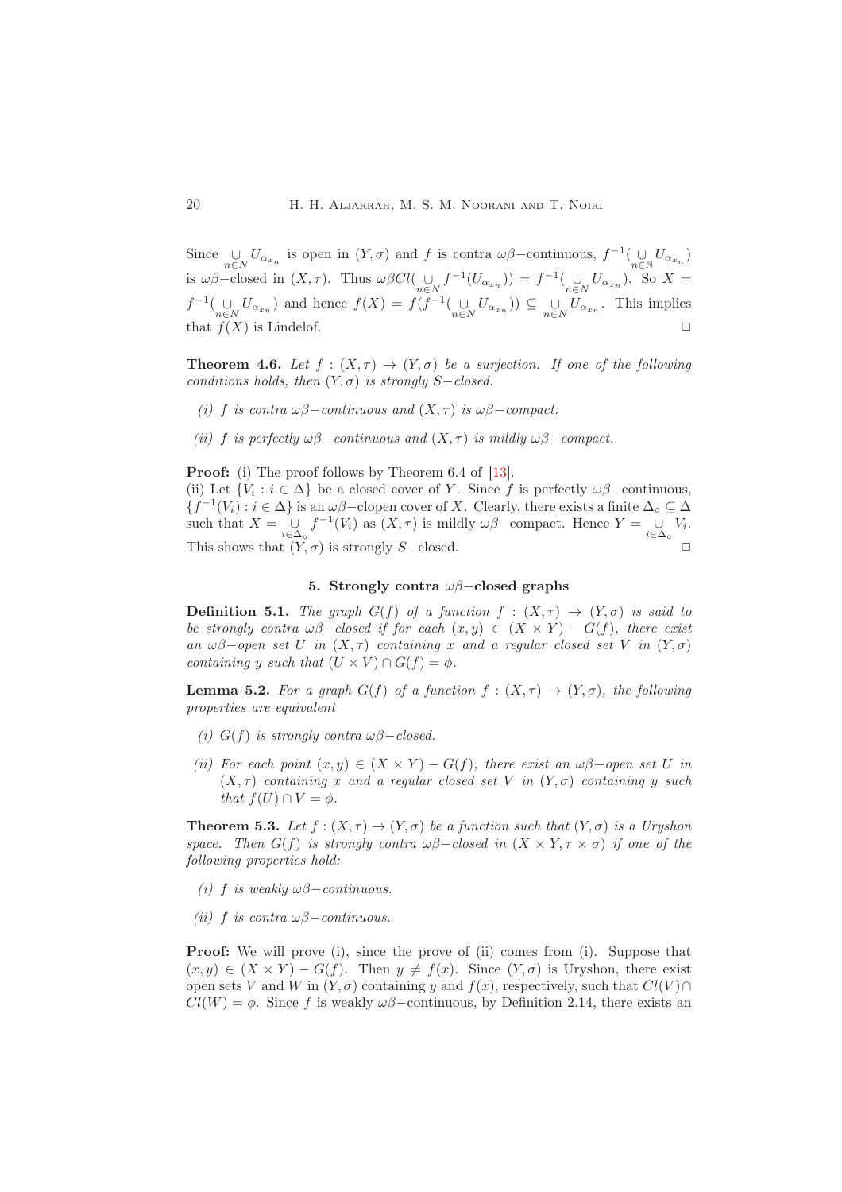Since $\underset{n\in N}{\cup} U_{\alpha_{x_n}}$ is open in $(Y,\sigma)$ and $f$ is contra $\omega\beta-$continuous, $f^{-1}(\underset{n\in \mathbb{N}}{\cup} U_{\alpha_{x_n}})$ is $\omega\beta-$closed in $(X,\tau)$. Thus $\omega\beta Cl(\underset{n\in N}{\cup} f^{-1}(U_{\alpha_{x_n}})) = f^{-1}(\underset{n\in N}{\cup} U_{\alpha_{x_n}})$. So $X = f^{-1}(\underset{n\in N}{\cup} U_{\alpha_{x_n}})$ and hence $f(X) = f(f^{-1}(\underset{n\in N}{\cup} U_{\alpha_{x_n}})) \subseteq \underset{n\in N}{\cup} U_{\alpha_{x_n}}$. This implies that $f(X)$ is Lindelof. □

**Theorem 4.6.** *Let $f : (X,\tau) \to (Y,\sigma)$ be a surjection. If one of the following conditions holds, then $(Y,\sigma)$ is strongly $S-$closed.*

*(i) $f$ is contra $\omega\beta-$continuous and $(X,\tau)$ is $\omega\beta-$compact.*

*(ii) $f$ is perfectly $\omega\beta-$continuous and $(X,\tau)$ is mildly $\omega\beta-$compact.*

**Proof:** (i) The proof follows by Theorem 6.4 of [13].
(ii) Let $\{V_i : i \in \Delta\}$ be a closed cover of $Y$. Since $f$ is perfectly $\omega\beta-$continuous, $\{f^{-1}(V_i) : i \in \Delta\}$ is an $\omega\beta-$clopen cover of $X$. Clearly, there exists a finite $\Delta_\circ \subseteq \Delta$ such that $X = \underset{i\in\Delta_\circ}{\cup} f^{-1}(V_i)$ as $(X,\tau)$ is mildly $\omega\beta-$compact. Hence $Y = \underset{i\in\Delta_\circ}{\cup} V_i$. This shows that $(Y,\sigma)$ is strongly $S-$closed. □

## 5. Strongly contra $\omega\beta-$closed graphs

**Definition 5.1.** *The graph $G(f)$ of a function $f : (X,\tau) \to (Y,\sigma)$ is said to be strongly contra $\omega\beta-$closed if for each $(x,y) \in (X \times Y) - G(f)$, there exist an $\omega\beta-$open set $U$ in $(X,\tau)$ containing $x$ and a regular closed set $V$ in $(Y,\sigma)$ containing $y$ such that $(U \times V) \cap G(f) = \phi$.*

**Lemma 5.2.** *For a graph $G(f)$ of a function $f : (X,\tau) \to (Y,\sigma)$, the following properties are equivalent*

*(i) $G(f)$ is strongly contra $\omega\beta-$closed.*

*(ii) For each point $(x,y) \in (X \times Y) - G(f)$, there exist an $\omega\beta-$open set $U$ in $(X,\tau)$ containing $x$ and a regular closed set $V$ in $(Y,\sigma)$ containing $y$ such that $f(U) \cap V = \phi$.*

**Theorem 5.3.** *Let $f : (X,\tau) \to (Y,\sigma)$ be a function such that $(Y,\sigma)$ is a Uryshon space. Then $G(f)$ is strongly contra $\omega\beta-$closed in $(X \times Y, \tau \times \sigma)$ if one of the following properties hold:*

*(i) $f$ is weakly $\omega\beta-$continuous.*

*(ii) $f$ is contra $\omega\beta-$continuous.*

**Proof:** We will prove (i), since the prove of (ii) comes from (i). Suppose that $(x,y) \in (X \times Y) - G(f)$. Then $y \neq f(x)$. Since $(Y,\sigma)$ is Uryshon, there exist open sets $V$ and $W$ in $(Y,\sigma)$ containing $y$ and $f(x)$, respectively, such that $Cl(V) \cap Cl(W) = \phi$. Since $f$ is weakly $\omega\beta-$continuous, by Definition 2.14, there exists an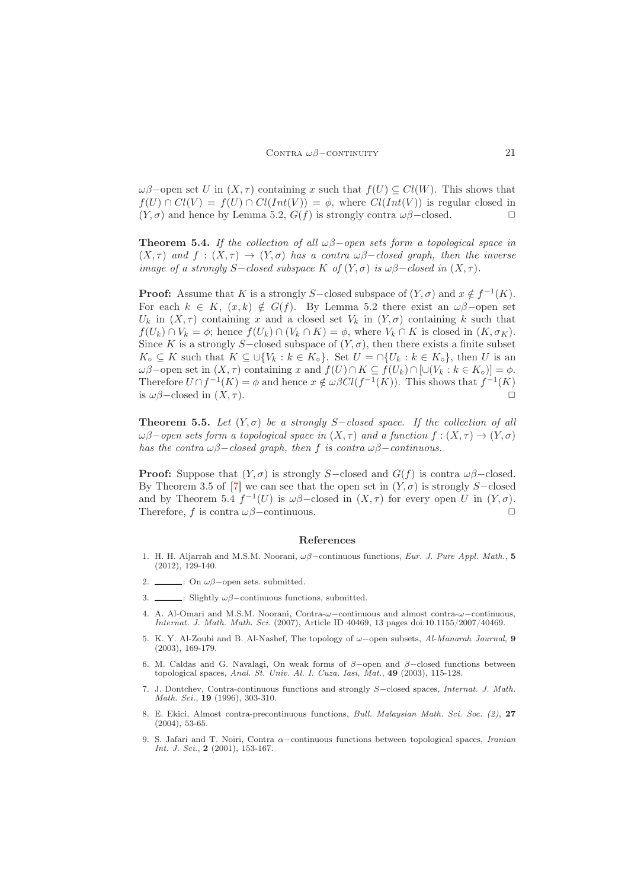$\omega\beta-$open set $U$ in $(X,\tau)$ containing $x$ such that $f(U) \subseteq Cl(W)$. This shows that $f(U) \cap Cl(V) = f(U) \cap Cl(Int(V)) = \phi$, where $Cl(Int(V))$ is regular closed in $(Y,\sigma)$ and hence by Lemma 5.2, $G(f)$ is strongly contra $\omega\beta-$closed. $\square$

**Theorem 5.4.** *If the collection of all $\omega\beta-$open sets form a topological space in $(X,\tau)$ and $f : (X,\tau) \to (Y,\sigma)$ has a contra $\omega\beta-$closed graph, then the inverse image of a strongly $S-$closed subspace $K$ of $(Y,\sigma)$ is $\omega\beta-$closed in $(X,\tau)$.*

**Proof:** Assume that $K$ is a strongly $S-$closed subspace of $(Y,\sigma)$ and $x \notin f^{-1}(K)$. For each $k \in K$, $(x,k) \notin G(f)$. By Lemma 5.2 there exist an $\omega\beta-$open set $U_k$ in $(X,\tau)$ containing $x$ and a closed set $V_k$ in $(Y,\sigma)$ containing $k$ such that $f(U_k) \cap V_k = \phi$; hence $f(U_k) \cap (V_k \cap K) = \phi$, where $V_k \cap K$ is closed in $(K,\sigma_K)$. Since $K$ is a strongly $S-$closed subspace of $(Y,\sigma)$, then there exists a finite subset $K_\circ \subseteq K$ such that $K \subseteq \cup\{V_k : k \in K_\circ\}$. Set $U = \cap\{U_k : k \in K_\circ\}$, then $U$ is an $\omega\beta-$open set in $(X,\tau)$ containing $x$ and $f(U) \cap K \subseteq f(U_k) \cap [\cup(V_k : k \in K_\circ)] = \phi$. Therefore $U \cap f^{-1}(K) = \phi$ and hence $x \notin \omega\beta Cl(f^{-1}(K))$. This shows that $f^{-1}(K)$ is $\omega\beta-$closed in $(X,\tau)$. $\square$

**Theorem 5.5.** *Let $(Y,\sigma)$ be a strongly $S-$closed space. If the collection of all $\omega\beta-$open sets form a topological space in $(X,\tau)$ and a function $f : (X,\tau) \to (Y,\sigma)$ has the contra $\omega\beta-$closed graph, then $f$ is contra $\omega\beta-$continuous.*

**Proof:** Suppose that $(Y,\sigma)$ is strongly $S-$closed and $G(f)$ is contra $\omega\beta-$closed. By Theorem 3.5 of [7] we can see that the open set in $(Y,\sigma)$ is strongly $S-$closed and by Theorem 5.4 $f^{-1}(U)$ is $\omega\beta-$closed in $(X,\tau)$ for every open $U$ in $(Y,\sigma)$. Therefore, $f$ is contra $\omega\beta-$continuous. $\square$

## References

1. H. H. Aljarrah and M.S.M. Noorani, $\omega\beta-$continuous functions, *Eur. J. Pure Appl. Math.*, **5** (2012), 129-140.
2. ______: On $\omega\beta-$open sets. submitted.
3. ______: Slightly $\omega\beta-$continuous functions, submitted.
4. A. Al-Omari and M.S.M. Noorani, Contra-$\omega-$continuous and almost contra-$\omega-$continuous, *Internat. J. Math. Math. Sci.* (2007), Article ID 40469, 13 pages doi:10.1155/2007/40469.
5. K. Y. Al-Zoubi and B. Al-Nashef, The topology of $\omega-$open subsets, *Al-Manarah Journal*, **9** (2003), 169-179.
6. M. Caldas and G. Navalagi, On weak forms of $\beta-$open and $\beta-$closed functions between topological spaces, *Anal. St. Univ. Al. I. Cuza, Iasi, Mat.*, **49** (2003), 115-128.
7. J. Dontchev, Contra-continuous functions and strongly $S-$closed spaces, *Internat. J. Math. Math. Sci.*, **19** (1996), 303-310.
8. E. Ekici, Almost contra-precontinuous functions, *Bull. Malaysian Math. Sci. Soc. (2)*, **27** (2004), 53-65.
9. S. Jafari and T. Noiri, Contra $\alpha-$continuous functions between topological spaces, *Iranian Int. J. Sci.*, **2** (2001), 153-167.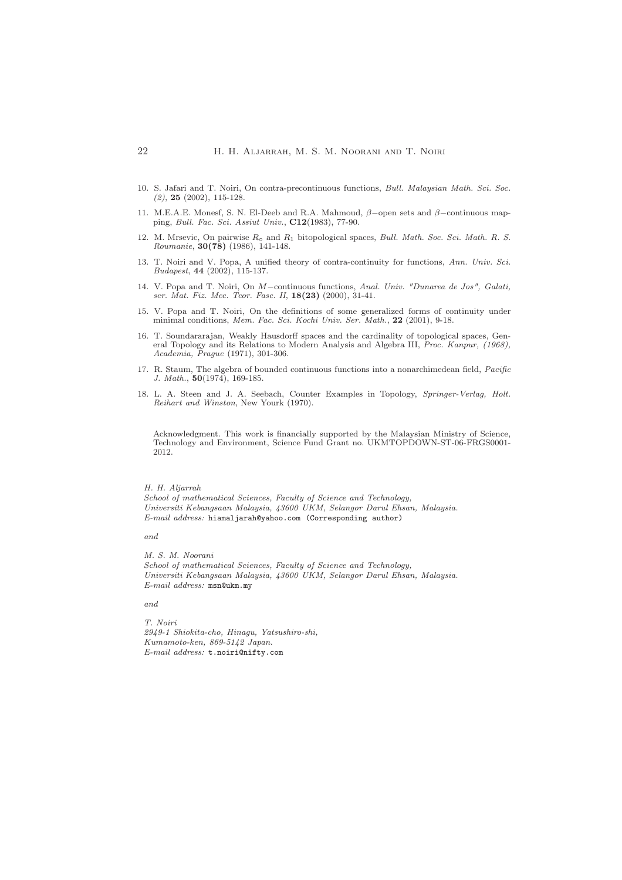10. S. Jafari and T. Noiri, On contra-precontinuous functions, *Bull. Malaysian Math. Sci. Soc. (2)*, **25** (2002), 115-128.

11. M.E.A.E. Monesf, S. N. El-Deeb and R.A. Mahmoud, $\beta-$open sets and $\beta-$continuous mapping, *Bull. Fac. Sci. Assiut Univ.*, **C12**(1983), 77-90.

12. M. Mrsevic, On pairwise $R_\circ$ and $R_1$ bitopological spaces, *Bull. Math. Soc. Sci. Math. R. S. Roumanie*, **30(78)** (1986), 141-148.

13. T. Noiri and V. Popa, A unified theory of contra-continuity for functions, *Ann. Univ. Sci. Budapest*, **44** (2002), 115-137.

14. V. Popa and T. Noiri, On $M-$continuous functions, *Anal. Univ. "Dunarea de Jos", Galati, ser. Mat. Fiz. Mec. Teor. Fasc. II*, **18(23)** (2000), 31-41.

15. V. Popa and T. Noiri, On the definitions of some generalized forms of continuity under minimal conditions, *Mem. Fac. Sci. Kochi Univ. Ser. Math.*, **22** (2001), 9-18.

16. T. Soundararajan, Weakly Hausdorff spaces and the cardinality of topological spaces, General Topology and its Relations to Modern Analysis and Algebra III, *Proc. Kanpur, (1968), Academia, Prague* (1971), 301-306.

17. R. Staum, The algebra of bounded continuous functions into a nonarchimedean field, *Pacific J. Math.*, **50**(1974), 169-185.

18. L. A. Steen and J. A. Seebach, Counter Examples in Topology, *Springer-Verlag, Holt. Reihart and Winston*, New Yourk (1970).

Acknowledgment. This work is financially supported by the Malaysian Ministry of Science, Technology and Environment, Science Fund Grant no. UKMTOPDOWN-ST-06-FRGS0001-2012.

*H. H. Aljarrah*
*School of mathematical Sciences, Faculty of Science and Technology,*
*Universiti Kebangsaan Malaysia, 43600 UKM, Selangor Darul Ehsan, Malaysia.*
*E-mail address:* `hiamaljarah@yahoo.com (Corresponding author)`

*and*

*M. S. M. Noorani*
*School of mathematical Sciences, Faculty of Science and Technology,*
*Universiti Kebangsaan Malaysia, 43600 UKM, Selangor Darul Ehsan, Malaysia.*
*E-mail address:* `msn@ukm.my`

*and*

*T. Noiri*
*2949-1 Shiokita-cho, Hinagu, Yatsushiro-shi,*
*Kumamoto-ken, 869-5142 Japan.*
*E-mail address:* `t.noiri@nifty.com`